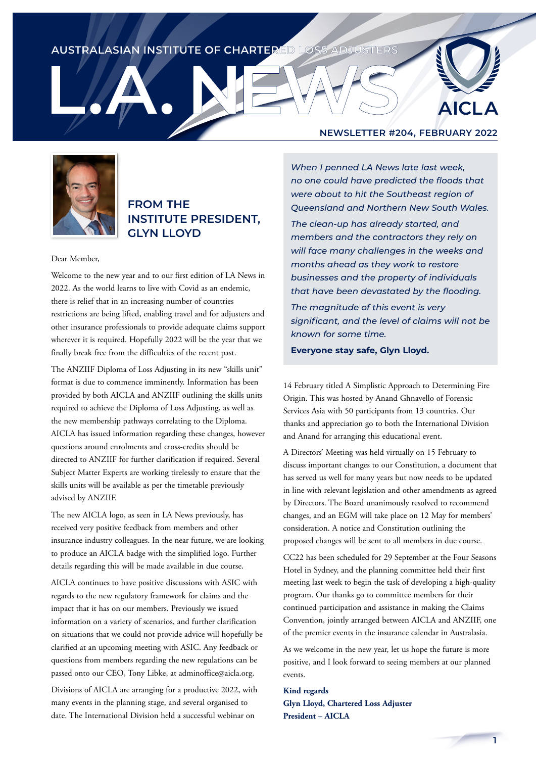AUSTRALASIAN INSTITUTE OF CHARTERED LOSS ADJUSTERS

# L.A. NEWS

AICLA

**NEWSLETTER #204, FEBRUARY 2022**

## FROM THE INSTITUTE PRESIDENT, GLYN LLOYD

Dear Member,

Welcome to the new year and to our first edition of LA News in 2022. As the world learns to live with Covid as an endemic, there is relief that in an increasing number of countries restrictions are being lifted, enabling travel and for adjusters and other insurance professionals to provide adequate claims support wherever it is required. Hopefully 2022 will be the year that we finally break free from the difficulties of the recent past.

The ANZIIF Diploma of Loss Adjusting in its new "skills unit" format is due to commence imminently. Information has been provided by both AICLA and ANZIIF outlining the skills units required to achieve the Diploma of Loss Adjusting, as well as the new membership pathways correlating to the Diploma. AICLA has issued information regarding these changes, however questions around enrolments and cross-credits should be directed to ANZIIF for further clarification if required. Several Subject Matter Experts are working tirelessly to ensure that the skills units will be available as per the timetable previously advised by ANZIIF.

The new AICLA logo, as seen in LA News previously, has received very positive feedback from members and other insurance industry colleagues. In the near future, we are looking to produce an AICLA badge with the simplified logo. Further details regarding this will be made available in due course.

AICLA continues to have positive discussions with ASIC with regards to the new regulatory framework for claims and the impact that it has on our members. Previously we issued information on a variety of scenarios, and further clarification on situations that we could not provide advice will hopefully be clarified at an upcoming meeting with ASIC. Any feedback or questions from members regarding the new regulations can be passed onto our CEO, Tony Libke, at adminoffice@aicla.org.

Divisions of AICLA are arranging for a productive 2022, with many events in the planning stage, and several organised to date. The International Division held a successful webinar on 14 February titled A Simplistic Approach to Determining Fire Origin. This was hosted by Anand Ghnavello of Forensic Services Asia with 50 participants from 13 countries. Our thanks and appreciation go to both the International Division and Anand for arranging this educational event.

A Directors' Meeting was held virtually on 15 February to discuss important changes to our Constitution, a document that has served us well for many years but now needs to be updated in line with relevant legislation and other amendments as agreed by Directors. The Board unanimously resolved to recommend changes, and an EGM will take place on 12 May for members' consideration. A notice and Constitution outlining the proposed changes will be sent to all members in due course.

CC22 has been scheduled for 29 September at the Four Seasons Hotel in Sydney, and the planning committee held their first meeting last week to begin the task of developing a high-quality program. Our thanks go to committee members for their continued participation and assistance in making the Claims Convention, jointly arranged between AICLA and ANZIIF, one of the premier events in the insurance calendar in Australasia.

As we welcome in the new year, let us hope the future is more positive, and I look forward to seeing members at our planned events.

**Kind regards**
**Glyn Lloyd, Chartered Loss Adjuster**
**President – AICLA**

*When I penned LA News late last week, no one could have predicted the floods that were about to hit the Southeast region of Queensland and Northern New South Wales.*

*The clean-up has already started, and members and the contractors they rely on will face many challenges in the weeks and months ahead as they work to restore businesses and the property of individuals that have been devastated by the flooding.*

*The magnitude of this event is very significant, and the level of claims will not be known for some time.*

**Everyone stay safe, Glyn Lloyd.**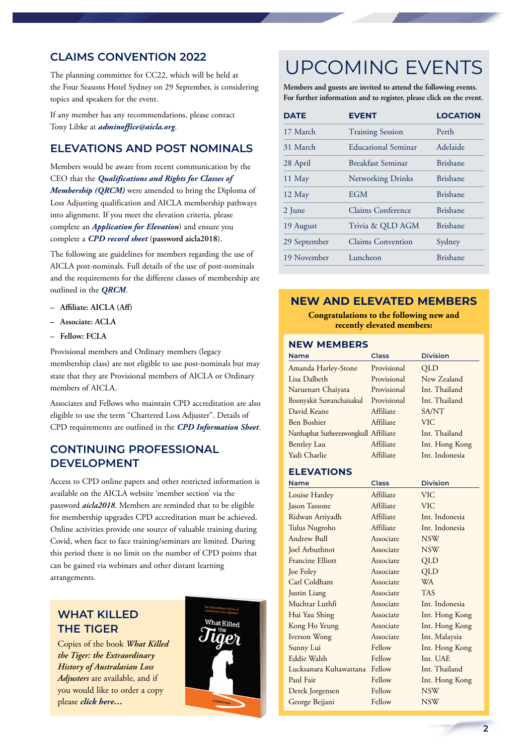## CLAIMS CONVENTION 2022

The planning committee for CC22, which will be held at the Four Seasons Hotel Sydney on 29 September, is considering topics and speakers for the event.

If any member has any recommendations, please contact Tony Libke at ***adminoffice@aicla.org***.

## ELEVATIONS AND POST NOMINALS

Members would be aware from recent communication by the CEO that the ***Qualifications and Rights for Classes of Membership (QRCM)*** were amended to bring the Diploma of Loss Adjusting qualification and AICLA membership pathways into alignment. If you meet the elevation criteria, please complete an ***Application for Elevation*** and ensure you complete a ***CPD record sheet*** (**password aicla2018**).

The following are guidelines for members regarding the use of AICLA post-nominals. Full details of the use of post-nominals and the requirements for the different classes of membership are outlined in the ***QRCM***.

- **Affiliate: AICLA (Aff)**
- **Associate: ACLA**
- **Fellow: FCLA**

Provisional members and Ordinary members (legacy membership class) are not eligible to use post-nominals but may state that they are Provisional members of AICLA or Ordinary members of AICLA.

Associates and Fellows who maintain CPD accreditation are also eligible to use the term "Chartered Loss Adjuster". Details of CPD requirements are outlined in the ***CPD Information Sheet***.

## CONTINUING PROFESSIONAL DEVELOPMENT

Access to CPD online papers and other restricted information is available on the AICLA website 'member section' via the password ***aicla2018***. Members are reminded that to be eligible for membership upgrades CPD accreditation must be achieved. Online activities provide one source of valuable training during Covid, when face to face training/seminars are limited. During this period there is no limit on the number of CPD points that can be gained via webinars and other distant learning arrangements.

## WHAT KILLED THE TIGER

Copies of the book *What Killed the Tiger: the Extraordinary History of Australasian Loss Adjusters* are available, and if you would like to order a copy please ***click here…***

# UPCOMING EVENTS

**Members and guests are invited to attend the following events. For further information and to register, please click on the event.**

| DATE | EVENT | LOCATION |
|---|---|---|
| 17 March | Training Session | Perth |
| 31 March | Educational Seminar | Adelaide |
| 28 April | Breakfast Seminar | Brisbane |
| 11 May | Networking Drinks | Brisbane |
| 12 May | EGM | Brisbane |
| 2 June | Claims Conference | Brisbane |
| 19 August | Trivia & QLD AGM | Brisbane |
| 29 September | Claims Convention | Sydney |
| 19 November | Luncheon | Brisbane |

## NEW AND ELEVATED MEMBERS

**Congratulations to the following new and recently elevated members:**

### NEW MEMBERS

| Name | Class | Division |
|---|---|---|
| Amanda Harley-Stone | Provisional | QLD |
| Lisa Dalbeth | Provisional | New Zealand |
| Naruenart Chaiyata | Provisional | Int. Thailand |
| Boonyakit Suwanchaisakul | Provisional | Int. Thailand |
| David Keane | Affiliate | SA/NT |
| Ben Boshier | Affiliate | VIC |
| Natthaphat Sutheerawongkull | Affiliate | Int. Thailand |
| Bentley Lau | Affiliate | Int. Hong Kong |
| Yadi Charlie | Affiliate | Int. Indonesia |

### ELEVATIONS

| Name | Class | Division |
|---|---|---|
| Louise Hardey | Affiliate | VIC |
| Jason Tassone | Affiliate | VIC |
| Ridwan Arriyadh | Affiliate | Int. Indonesia |
| Tulus Nugroho | Affiliate | Int. Indonesia |
| Andrew Bull | Associate | NSW |
| Joel Arbuthnot | Associate | NSW |
| Francine Elliott | Associate | QLD |
| Joe Foley | Associate | QLD |
| Carl Coldham | Associate | WA |
| Justin Liang | Associate | TAS |
| Muchtar Luthfi | Associate | Int. Indonesia |
| Hui Yau Shing | Associate | Int. Hong Kong |
| Kong Ho Yeung | Associate | Int. Hong Kong |
| Iverson Wong | Associate | Int. Malaysia |
| Sunny Lui | Fellow | Int. Hong Kong |
| Eddie Walsh | Fellow | Int. UAE |
| Lucksanara Kuhawattana | Fellow | Int. Thailand |
| Paul Fair | Fellow | Int. Hong Kong |
| Derek Jorgensen | Fellow | NSW |
| George Bejjani | Fellow | NSW |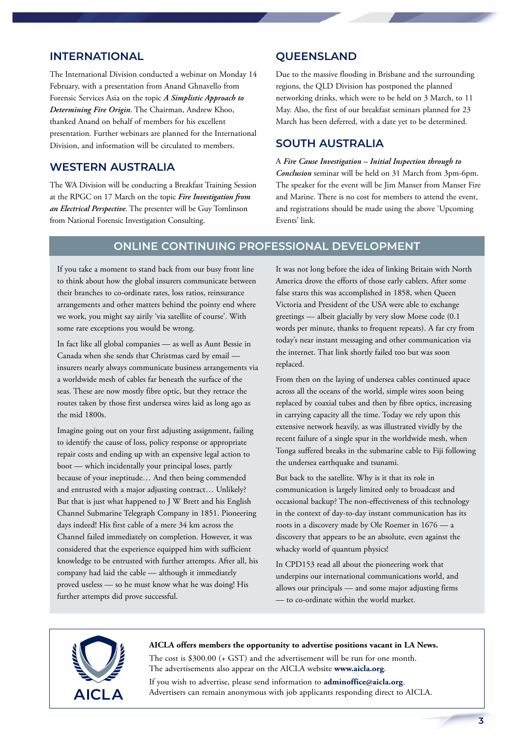## INTERNATIONAL

The International Division conducted a webinar on Monday 14 February, with a presentation from Anand Ghnavello from Forensic Services Asia on the topic ***A Simplistic Approach to Determining Fire Origin***. The Chairman, Andrew Khoo, thanked Anand on behalf of members for his excellent presentation. Further webinars are planned for the International Division, and information will be circulated to members.

## WESTERN AUSTRALIA

The WA Division will be conducting a Breakfast Training Session at the RPGC on 17 March on the topic ***Fire Investigation from an Electrical Perspective***. The presenter will be Guy Tomlinson from National Forensic Investigation Consulting.

## QUEENSLAND

Due to the massive flooding in Brisbane and the surrounding regions, the QLD Division has postponed the planned networking drinks, which were to be held on 3 March, to 11 May. Also, the first of our breakfast seminars planned for 23 March has been deferred, with a date yet to be determined.

## SOUTH AUSTRALIA

A ***Fire Cause Investigation – Initial Inspection through to Conclusion*** seminar will be held on 31 March from 3pm-6pm. The speaker for the event will be Jim Manser from Manser Fire and Marine. There is no cost for members to attend the event, and registrations should be made using the above 'Upcoming Events' link.

## ONLINE CONTINUING PROFESSIONAL DEVELOPMENT

If you take a moment to stand back from our busy front line to think about how the global insurers communicate between their branches to co-ordinate rates, loss ratios, reinsurance arrangements and other matters behind the pointy end where we work, you might say airily 'via satellite of course'. With some rare exceptions you would be wrong.

In fact like all global companies — as well as Aunt Bessie in Canada when she sends that Christmas card by email — insurers nearly always communicate business arrangements via a worldwide mesh of cables far beneath the surface of the seas. These are now mostly fibre optic, but they retrace the routes taken by those first undersea wires laid as long ago as the mid 1800s.

Imagine going out on your first adjusting assignment, failing to identify the cause of loss, policy response or appropriate repair costs and ending up with an expensive legal action to boot — which incidentally your principal loses, partly because of your ineptitude… And then being commended and entrusted with a major adjusting contract… Unlikely? But that is just what happened to J W Brett and his English Channel Submarine Telegraph Company in 1851. Pioneering days indeed! His first cable of a mere 34 km across the Channel failed immediately on completion. However, it was considered that the experience equipped him with sufficient knowledge to be entrusted with further attempts. After all, his company had laid the cable — although it immediately proved useless — so he must know what he was doing! His further attempts did prove successful.

It was not long before the idea of linking Britain with North America drove the efforts of those early cablers. After some false starts this was accomplished in 1858, when Queen Victoria and President of the USA were able to exchange greetings — albeit glacially by very slow Morse code (0.1 words per minute, thanks to frequent repeats). A far cry from today's near instant messaging and other communication via the internet. That link shortly failed too but was soon replaced.

From then on the laying of undersea cables continued apace across all the oceans of the world, simple wires soon being replaced by coaxial tubes and then by fibre optics, increasing in carrying capacity all the time. Today we rely upon this extensive network heavily, as was illustrated vividly by the recent failure of a single spur in the worldwide mesh, when Tonga suffered breaks in the submarine cable to Fiji following the undersea earthquake and tsunami.

But back to the satellite. Why is it that its role in communication is largely limited only to broadcast and occasional backup? The non-effectiveness of this technology in the context of day-to-day instant communication has its roots in a discovery made by Ole Roemer in 1676 — a discovery that appears to be an absolute, even against the whacky world of quantum physics!

In CPD153 read all about the pioneering work that underpins our international communications world, and allows our principals — and some major adjusting firms — to co-ordinate within the world market.

AICLA

**AICLA offers members the opportunity to advertise positions vacant in LA News.**

The cost is $300.00 (+ GST) and the advertisement will be run for one month. The advertisements also appear on the AICLA website **www.aicla.org**.

If you wish to advertise, please send information to **adminoffice@aicla.org**. Advertisers can remain anonymous with job applicants responding direct to AICLA.